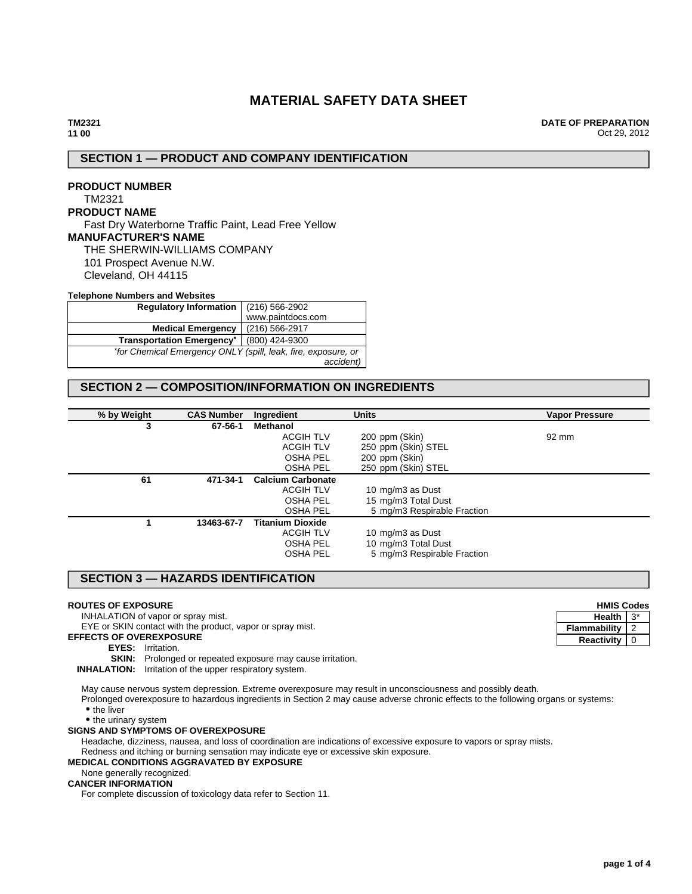# MATERIAL SAFETY DATA SHEET

**TM2321**
**11 00**

**DATE OF PREPARATION**
Oct 29, 2012

## SECTION 1 — PRODUCT AND COMPANY IDENTIFICATION

**PRODUCT NUMBER**
TM2321

**PRODUCT NAME**
Fast Dry Waterborne Traffic Paint, Lead Free Yellow

**MANUFACTURER'S NAME**
THE SHERWIN-WILLIAMS COMPANY
101 Prospect Avenue N.W.
Cleveland, OH 44115

**Telephone Numbers and Websites**

| | |
|---|---|
| **Regulatory Information** | (216) 566-2902<br>www.paintdocs.com |
| **Medical Emergency** | (216) 566-2917 |
| **Transportation Emergency*** | (800) 424-9300 |
| *\*for Chemical Emergency ONLY (spill, leak, fire, exposure, or accident)* | |

## SECTION 2 — COMPOSITION/INFORMATION ON INGREDIENTS

| % by Weight | CAS Number | Ingredient | Units | Vapor Pressure |
|---|---|---|---|---|
| 3 | 67-56-1 | **Methanol** | | |
| | | ACGIH TLV | 200 ppm (Skin) | 92 mm |
| | | ACGIH TLV | 250 ppm (Skin) STEL | |
| | | OSHA PEL | 200 ppm (Skin) | |
| | | OSHA PEL | 250 ppm (Skin) STEL | |
| 61 | 471-34-1 | **Calcium Carbonate** | | |
| | | ACGIH TLV | 10 mg/m3 as Dust | |
| | | OSHA PEL | 15 mg/m3 Total Dust | |
| | | OSHA PEL | 5 mg/m3 Respirable Fraction | |
| 1 | 13463-67-7 | **Titanium Dioxide** | | |
| | | ACGIH TLV | 10 mg/m3 as Dust | |
| | | OSHA PEL | 10 mg/m3 Total Dust | |
| | | OSHA PEL | 5 mg/m3 Respirable Fraction | |

## SECTION 3 — HAZARDS IDENTIFICATION

**HMIS Codes**

| | |
|---|---|
| **Health** | 3* |
| **Flammability** | 2 |
| **Reactivity** | 0 |

**ROUTES OF EXPOSURE**
INHALATION of vapor or spray mist.
EYE or SKIN contact with the product, vapor or spray mist.

**EFFECTS OF OVEREXPOSURE**
**EYES:** Irritation.
**SKIN:** Prolonged or repeated exposure may cause irritation.
**INHALATION:** Irritation of the upper respiratory system.

May cause nervous system depression. Extreme overexposure may result in unconsciousness and possibly death.
Prolonged overexposure to hazardous ingredients in Section 2 may cause adverse chronic effects to the following organs or systems:

- the liver
- the urinary system

**SIGNS AND SYMPTOMS OF OVEREXPOSURE**
Headache, dizziness, nausea, and loss of coordination are indications of excessive exposure to vapors or spray mists.
Redness and itching or burning sensation may indicate eye or excessive skin exposure.

**MEDICAL CONDITIONS AGGRAVATED BY EXPOSURE**
None generally recognized.

**CANCER INFORMATION**
For complete discussion of toxicology data refer to Section 11.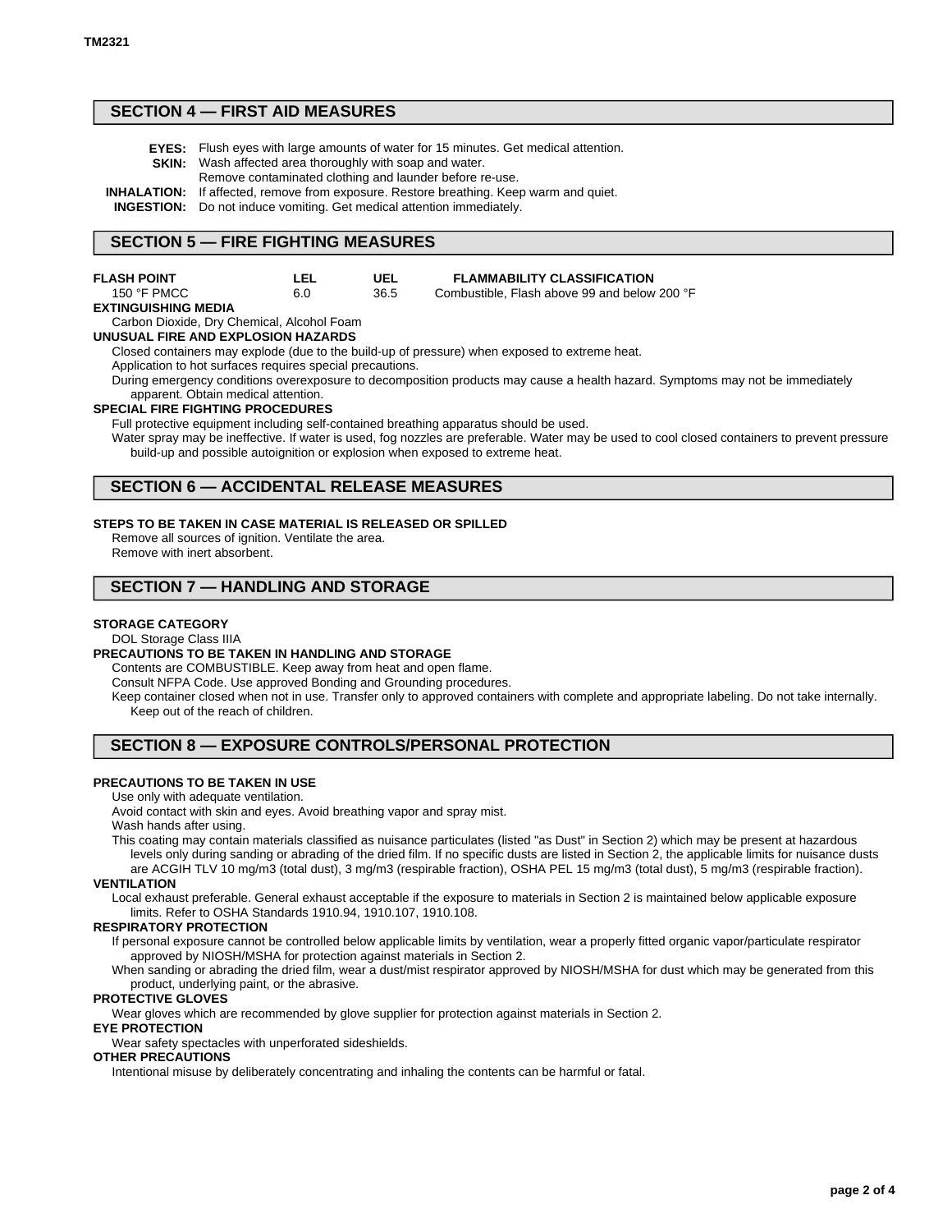## SECTION 4 — FIRST AID MEASURES

**EYES:** Flush eyes with large amounts of water for 15 minutes. Get medical attention.
**SKIN:** Wash affected area thoroughly with soap and water.
Remove contaminated clothing and launder before re-use.
**INHALATION:** If affected, remove from exposure. Restore breathing. Keep warm and quiet.
**INGESTION:** Do not induce vomiting. Get medical attention immediately.

## SECTION 5 — FIRE FIGHTING MEASURES

| FLASH POINT | LEL | UEL | FLAMMABILITY CLASSIFICATION |
|---|---|---|---|
| 150 °F PMCC | 6.0 | 36.5 | Combustible, Flash above 99 and below 200 °F |

**EXTINGUISHING MEDIA**
Carbon Dioxide, Dry Chemical, Alcohol Foam

**UNUSUAL FIRE AND EXPLOSION HAZARDS**
Closed containers may explode (due to the build-up of pressure) when exposed to extreme heat.
Application to hot surfaces requires special precautions.
During emergency conditions overexposure to decomposition products may cause a health hazard. Symptoms may not be immediately apparent. Obtain medical attention.

**SPECIAL FIRE FIGHTING PROCEDURES**
Full protective equipment including self-contained breathing apparatus should be used.
Water spray may be ineffective. If water is used, fog nozzles are preferable. Water may be used to cool closed containers to prevent pressure build-up and possible autoignition or explosion when exposed to extreme heat.

## SECTION 6 — ACCIDENTAL RELEASE MEASURES

**STEPS TO BE TAKEN IN CASE MATERIAL IS RELEASED OR SPILLED**
Remove all sources of ignition. Ventilate the area.
Remove with inert absorbent.

## SECTION 7 — HANDLING AND STORAGE

**STORAGE CATEGORY**
DOL Storage Class IIIA

**PRECAUTIONS TO BE TAKEN IN HANDLING AND STORAGE**
Contents are COMBUSTIBLE. Keep away from heat and open flame.
Consult NFPA Code. Use approved Bonding and Grounding procedures.
Keep container closed when not in use. Transfer only to approved containers with complete and appropriate labeling. Do not take internally. Keep out of the reach of children.

## SECTION 8 — EXPOSURE CONTROLS/PERSONAL PROTECTION

**PRECAUTIONS TO BE TAKEN IN USE**
Use only with adequate ventilation.
Avoid contact with skin and eyes. Avoid breathing vapor and spray mist.
Wash hands after using.
This coating may contain materials classified as nuisance particulates (listed "as Dust" in Section 2) which may be present at hazardous levels only during sanding or abrading of the dried film. If no specific dusts are listed in Section 2, the applicable limits for nuisance dusts are ACGIH TLV 10 mg/m3 (total dust), 3 mg/m3 (respirable fraction), OSHA PEL 15 mg/m3 (total dust), 5 mg/m3 (respirable fraction).

**VENTILATION**
Local exhaust preferable. General exhaust acceptable if the exposure to materials in Section 2 is maintained below applicable exposure limits. Refer to OSHA Standards 1910.94, 1910.107, 1910.108.

**RESPIRATORY PROTECTION**
If personal exposure cannot be controlled below applicable limits by ventilation, wear a properly fitted organic vapor/particulate respirator approved by NIOSH/MSHA for protection against materials in Section 2.
When sanding or abrading the dried film, wear a dust/mist respirator approved by NIOSH/MSHA for dust which may be generated from this product, underlying paint, or the abrasive.

**PROTECTIVE GLOVES**
Wear gloves which are recommended by glove supplier for protection against materials in Section 2.

**EYE PROTECTION**
Wear safety spectacles with unperforated sideshields.

**OTHER PRECAUTIONS**
Intentional misuse by deliberately concentrating and inhaling the contents can be harmful or fatal.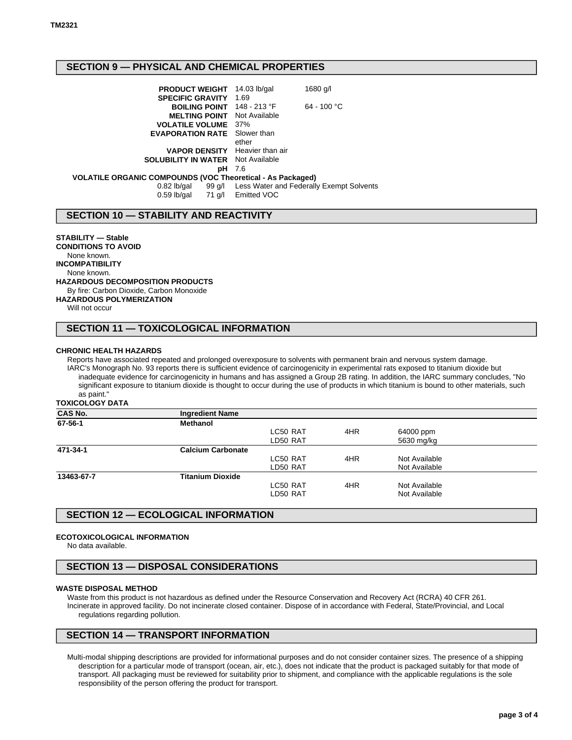## SECTION 9 — PHYSICAL AND CHEMICAL PROPERTIES

| | | |
|---|---|---|
| **PRODUCT WEIGHT** | 14.03 lb/gal | 1680 g/l |
| **SPECIFIC GRAVITY** | 1.69 | |
| **BOILING POINT** | 148 - 213 °F | 64 - 100 °C |
| **MELTING POINT** | Not Available | |
| **VOLATILE VOLUME** | 37% | |
| **EVAPORATION RATE** | Slower than ether | |
| **VAPOR DENSITY** | Heavier than air | |
| **SOLUBILITY IN WATER** | Not Available | |
| **pH** | 7.6 | |

**VOLATILE ORGANIC COMPOUNDS (VOC Theoretical - As Packaged)**

| | | |
|---|---|---|
| 0.82 lb/gal | 99 g/l | Less Water and Federally Exempt Solvents |
| 0.59 lb/gal | 71 g/l | Emitted VOC |

## SECTION 10 — STABILITY AND REACTIVITY

**STABILITY — Stable**

**CONDITIONS TO AVOID**

None known.

**INCOMPATIBILITY**

None known.

**HAZARDOUS DECOMPOSITION PRODUCTS**

By fire: Carbon Dioxide, Carbon Monoxide

**HAZARDOUS POLYMERIZATION**

Will not occur

## SECTION 11 — TOXICOLOGICAL INFORMATION

**CHRONIC HEALTH HAZARDS**

Reports have associated repeated and prolonged overexposure to solvents with permanent brain and nervous system damage.

IARC's Monograph No. 93 reports there is sufficient evidence of carcinogenicity in experimental rats exposed to titanium dioxide but inadequate evidence for carcinogenicity in humans and has assigned a Group 2B rating. In addition, the IARC summary concludes, "No significant exposure to titanium dioxide is thought to occur during the use of products in which titanium is bound to other materials, such as paint."

**TOXICOLOGY DATA**

| CAS No. | Ingredient Name | | | |
|---|---|---|---|---|
| **67-56-1** | **Methanol** | | | |
| | | LC50 RAT | 4HR | 64000 ppm |
| | | LD50 RAT | | 5630 mg/kg |
| **471-34-1** | **Calcium Carbonate** | | | |
| | | LC50 RAT | 4HR | Not Available |
| | | LD50 RAT | | Not Available |
| **13463-67-7** | **Titanium Dioxide** | | | |
| | | LC50 RAT | 4HR | Not Available |
| | | LD50 RAT | | Not Available |

## SECTION 12 — ECOLOGICAL INFORMATION

**ECOTOXICOLOGICAL INFORMATION**

No data available.

## SECTION 13 — DISPOSAL CONSIDERATIONS

**WASTE DISPOSAL METHOD**

Waste from this product is not hazardous as defined under the Resource Conservation and Recovery Act (RCRA) 40 CFR 261.

Incinerate in approved facility. Do not incinerate closed container. Dispose of in accordance with Federal, State/Provincial, and Local regulations regarding pollution.

## SECTION 14 — TRANSPORT INFORMATION

Multi-modal shipping descriptions are provided for informational purposes and do not consider container sizes. The presence of a shipping description for a particular mode of transport (ocean, air, etc.), does not indicate that the product is packaged suitably for that mode of transport. All packaging must be reviewed for suitability prior to shipment, and compliance with the applicable regulations is the sole responsibility of the person offering the product for transport.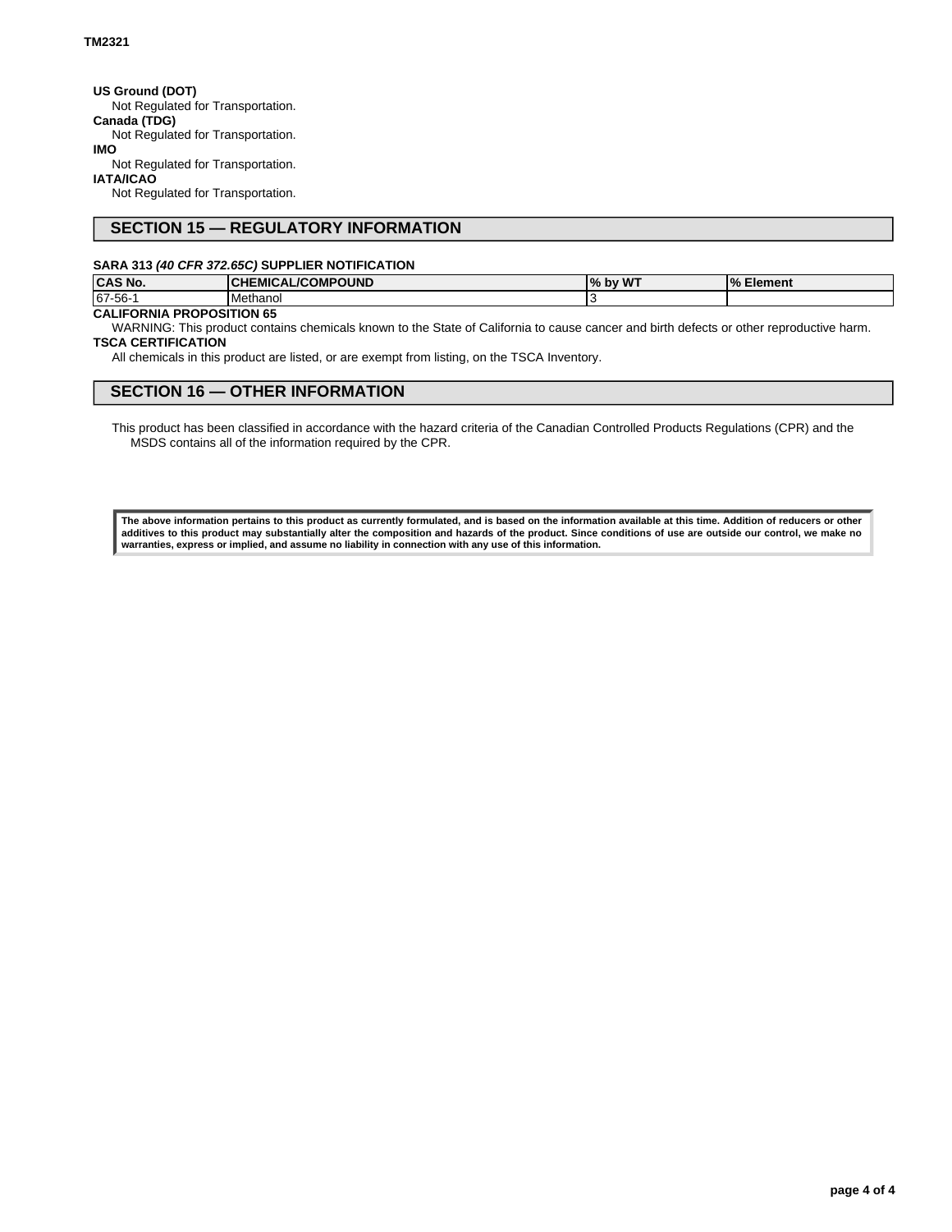**US Ground (DOT)**

Not Regulated for Transportation.

**Canada (TDG)**

Not Regulated for Transportation.

**IMO**

Not Regulated for Transportation.

**IATA/ICAO**

Not Regulated for Transportation.

## SECTION 15 — REGULATORY INFORMATION

**SARA 313** ***(40 CFR 372.65C)*** **SUPPLIER NOTIFICATION**

| CAS No. | CHEMICAL/COMPOUND | % by WT | % Element |
|---|---|---|---|
| 67-56-1 | Methanol | 3 | |

**CALIFORNIA PROPOSITION 65**

WARNING: This product contains chemicals known to the State of California to cause cancer and birth defects or other reproductive harm.

**TSCA CERTIFICATION**

All chemicals in this product are listed, or are exempt from listing, on the TSCA Inventory.

## SECTION 16 — OTHER INFORMATION

This product has been classified in accordance with the hazard criteria of the Canadian Controlled Products Regulations (CPR) and the MSDS contains all of the information required by the CPR.

**The above information pertains to this product as currently formulated, and is based on the information available at this time. Addition of reducers or other additives to this product may substantially alter the composition and hazards of the product. Since conditions of use are outside our control, we make no warranties, express or implied, and assume no liability in connection with any use of this information.**